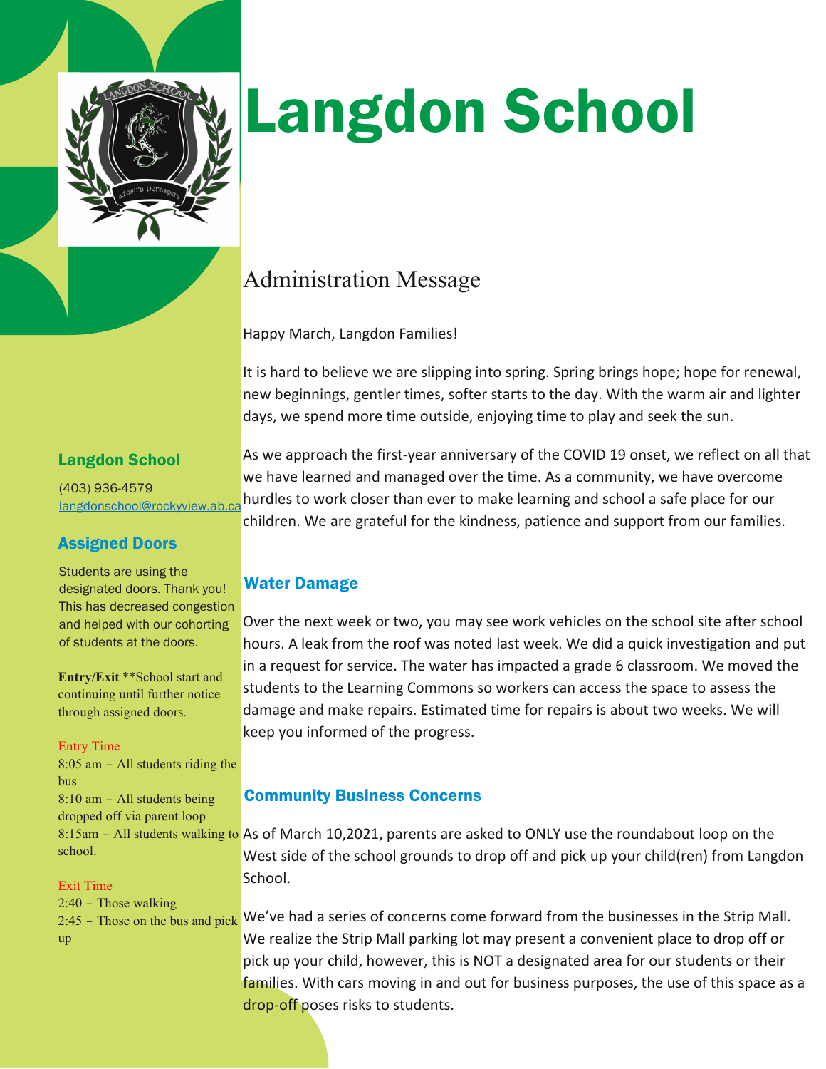# Langdon School

## Administration Message

Happy March, Langdon Families!

It is hard to believe we are slipping into spring. Spring brings hope; hope for renewal, new beginnings, gentler times, softer starts to the day. With the warm air and lighter days, we spend more time outside, enjoying time to play and seek the sun.

As we approach the first-year anniversary of the COVID 19 onset, we reflect on all that we have learned and managed over the time. As a community, we have overcome hurdles to work closer than ever to make learning and school a safe place for our children. We are grateful for the kindness, patience and support from our families.

### Water Damage

Over the next week or two, you may see work vehicles on the school site after school hours. A leak from the roof was noted last week. We did a quick investigation and put in a request for service. The water has impacted a grade 6 classroom. We moved the students to the Learning Commons so workers can access the space to assess the damage and make repairs. Estimated time for repairs is about two weeks. We will keep you informed of the progress.

### Community Business Concerns

As of March 10,2021, parents are asked to ONLY use the roundabout loop on the West side of the school grounds to drop off and pick up your child(ren) from Langdon School.

We've had a series of concerns come forward from the businesses in the Strip Mall. We realize the Strip Mall parking lot may present a convenient place to drop off or pick up your child, however, this is NOT a designated area for our students or their families. With cars moving in and out for business purposes, the use of this space as a drop-off poses risks to students.

### Langdon School

(403) 936-4579
langdonschool@rockyview.ab.ca

### Assigned Doors

Students are using the designated doors. Thank you! This has decreased congestion and helped with our cohorting of students at the doors.

**Entry/Exit** **School start and continuing until further notice through assigned doors.

Entry Time

8:05 am – All students riding the bus
8:10 am – All students being dropped off via parent loop
8:15am – All students walking to school.

Exit Time

2:40 – Those walking
2:45 – Those on the bus and pick up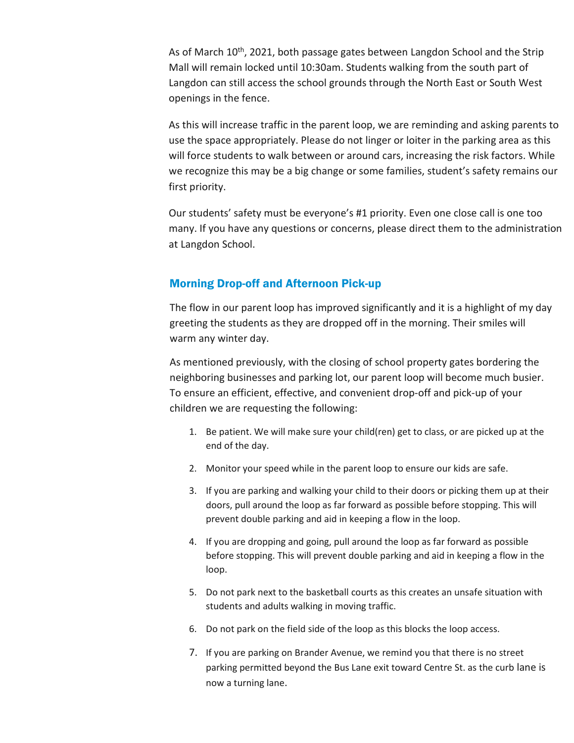As of March 10th, 2021, both passage gates between Langdon School and the Strip Mall will remain locked until 10:30am. Students walking from the south part of Langdon can still access the school grounds through the North East or South West openings in the fence.

As this will increase traffic in the parent loop, we are reminding and asking parents to use the space appropriately. Please do not linger or loiter in the parking area as this will force students to walk between or around cars, increasing the risk factors. While we recognize this may be a big change or some families, student's safety remains our first priority.

Our students' safety must be everyone's #1 priority. Even one close call is one too many. If you have any questions or concerns, please direct them to the administration at Langdon School.

## Morning Drop-off and Afternoon Pick-up

The flow in our parent loop has improved significantly and it is a highlight of my day greeting the students as they are dropped off in the morning. Their smiles will warm any winter day.

As mentioned previously, with the closing of school property gates bordering the neighboring businesses and parking lot, our parent loop will become much busier. To ensure an efficient, effective, and convenient drop-off and pick-up of your children we are requesting the following:

1. Be patient. We will make sure your child(ren) get to class, or are picked up at the end of the day.
2. Monitor your speed while in the parent loop to ensure our kids are safe.
3. If you are parking and walking your child to their doors or picking them up at their doors, pull around the loop as far forward as possible before stopping. This will prevent double parking and aid in keeping a flow in the loop.
4. If you are dropping and going, pull around the loop as far forward as possible before stopping. This will prevent double parking and aid in keeping a flow in the loop.
5. Do not park next to the basketball courts as this creates an unsafe situation with students and adults walking in moving traffic.
6. Do not park on the field side of the loop as this blocks the loop access.
7. If you are parking on Brander Avenue, we remind you that there is no street parking permitted beyond the Bus Lane exit toward Centre St. as the curb lane is now a turning lane.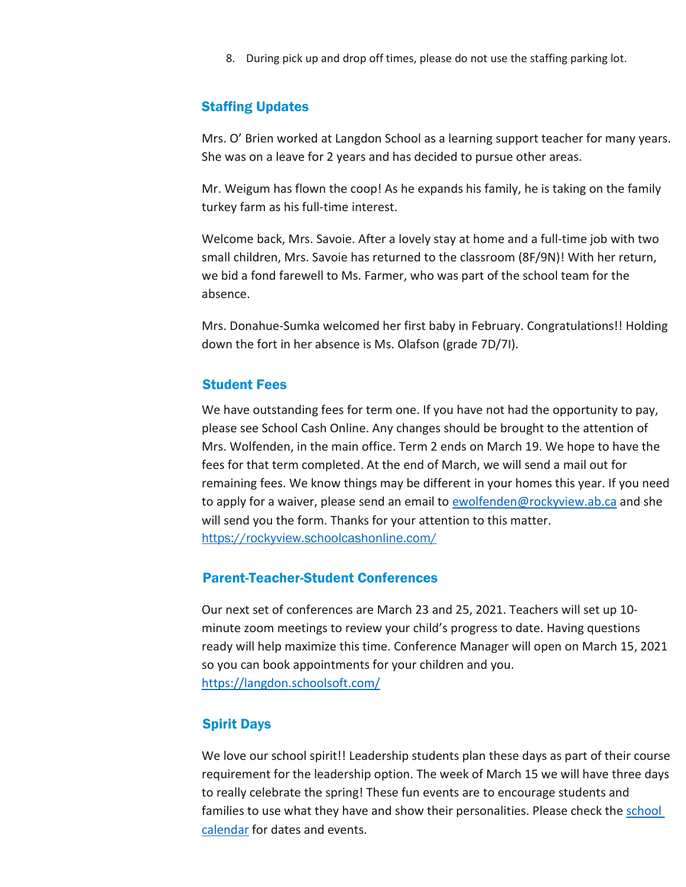8. During pick up and drop off times, please do not use the staffing parking lot.

## Staffing Updates

Mrs. O' Brien worked at Langdon School as a learning support teacher for many years. She was on a leave for 2 years and has decided to pursue other areas.

Mr. Weigum has flown the coop! As he expands his family, he is taking on the family turkey farm as his full-time interest.

Welcome back, Mrs. Savoie. After a lovely stay at home and a full-time job with two small children, Mrs. Savoie has returned to the classroom (8F/9N)! With her return, we bid a fond farewell to Ms. Farmer, who was part of the school team for the absence.

Mrs. Donahue-Sumka welcomed her first baby in February. Congratulations!! Holding down the fort in her absence is Ms. Olafson (grade 7D/7I).

## Student Fees

We have outstanding fees for term one. If you have not had the opportunity to pay, please see School Cash Online. Any changes should be brought to the attention of Mrs. Wolfenden, in the main office. Term 2 ends on March 19. We hope to have the fees for that term completed. At the end of March, we will send a mail out for remaining fees. We know things may be different in your homes this year. If you need to apply for a waiver, please send an email to [ewolfenden@rockyview.ab.ca](mailto:ewolfenden@rockyview.ab.ca) and she will send you the form. Thanks for your attention to this matter.
[https://rockyview.schoolcashonline.com/](https://rockyview.schoolcashonline.com/)

## Parent-Teacher-Student Conferences

Our next set of conferences are March 23 and 25, 2021. Teachers will set up 10-minute zoom meetings to review your child's progress to date. Having questions ready will help maximize this time. Conference Manager will open on March 15, 2021 so you can book appointments for your children and you.
[https://langdon.schoolsoft.com/](https://langdon.schoolsoft.com/)

## Spirit Days

We love our school spirit!! Leadership students plan these days as part of their course requirement for the leadership option. The week of March 15 we will have three days to really celebrate the spring! These fun events are to encourage students and families to use what they have and show their personalities. Please check the school calendar for dates and events.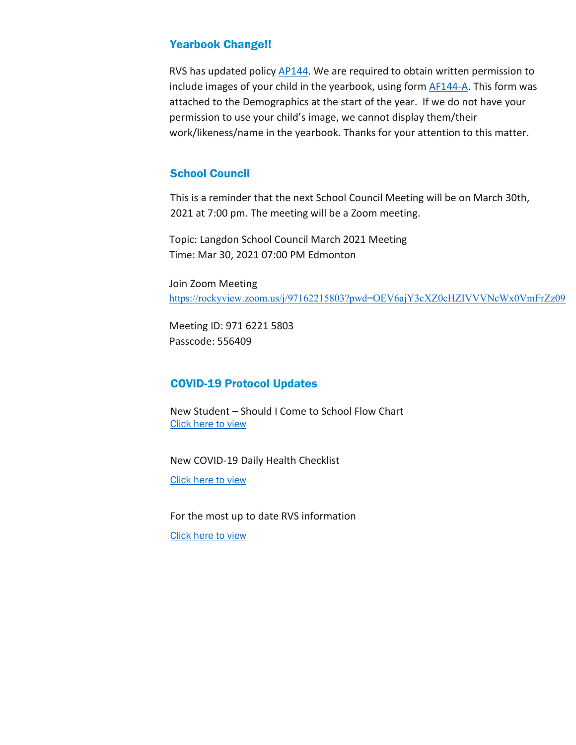## Yearbook Change!!

RVS has updated policy AP144. We are required to obtain written permission to include images of your child in the yearbook, using form AF144-A. This form was attached to the Demographics at the start of the year. If we do not have your permission to use your child's image, we cannot display them/their work/likeness/name in the yearbook. Thanks for your attention to this matter.

## School Council

This is a reminder that the next School Council Meeting will be on March 30th, 2021 at 7:00 pm. The meeting will be a Zoom meeting.

Topic: Langdon School Council March 2021 Meeting
Time: Mar 30, 2021 07:00 PM Edmonton

Join Zoom Meeting
https://rockyview.zoom.us/j/97162215803?pwd=OEV6ajY3cXZ0cHZIVVVNcWx0VmFrZz09

Meeting ID: 971 6221 5803
Passcode: 556409

## COVID-19 Protocol Updates

New Student – Should I Come to School Flow Chart
Click here to view

New COVID-19 Daily Health Checklist

Click here to view

For the most up to date RVS information

Click here to view